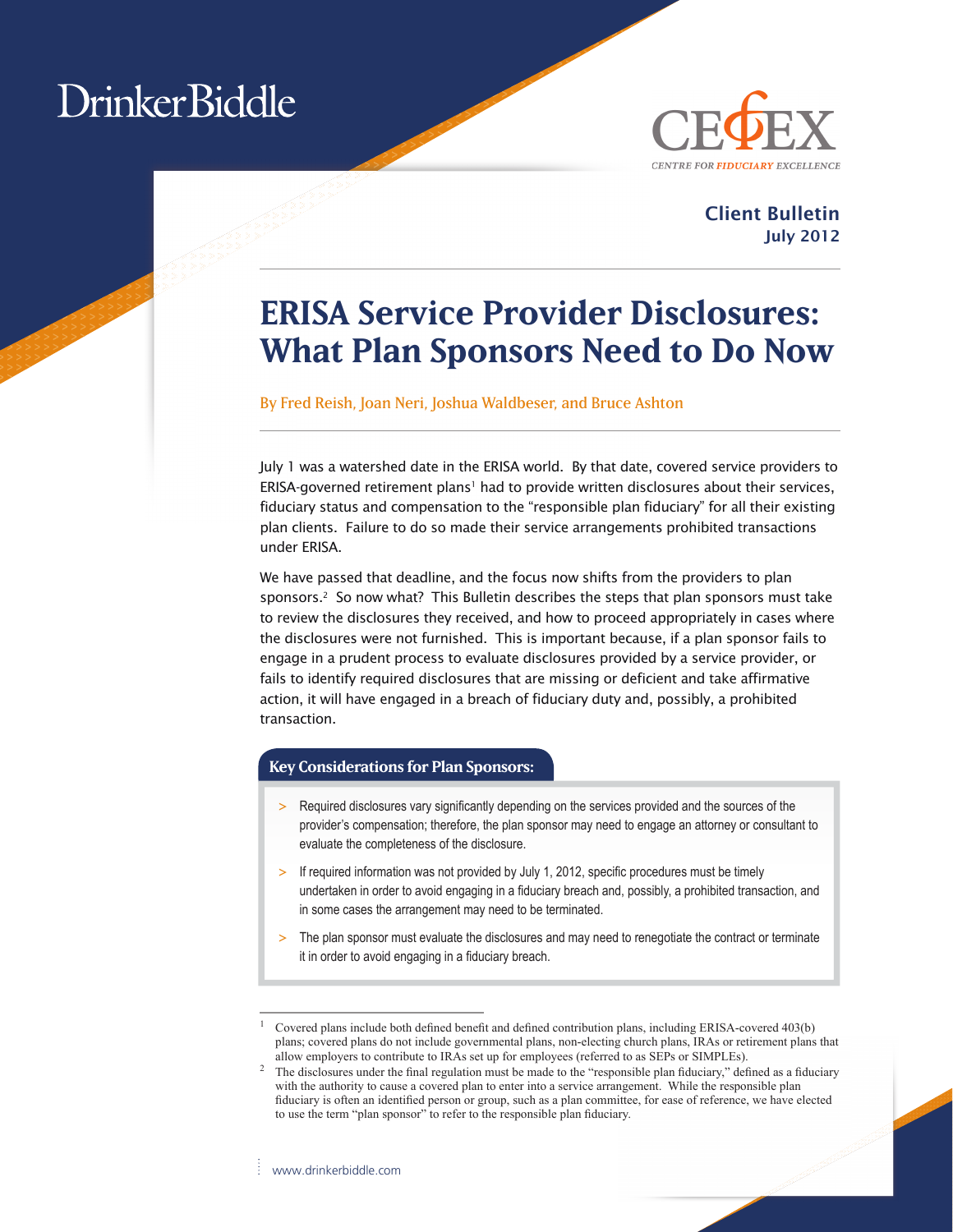DrinkerBiddle

CEFEX
CENTRE FOR FIDUCIARY EXCELLENCE

**Client Bulletin**
**July 2012**

# ERISA Service Provider Disclosures: What Plan Sponsors Need to Do Now

By Fred Reish, Joan Neri, Joshua Waldbeser, and Bruce Ashton

July 1 was a watershed date in the ERISA world. By that date, covered service providers to ERISA-governed retirement plans[1] had to provide written disclosures about their services, fiduciary status and compensation to the "responsible plan fiduciary" for all their existing plan clients. Failure to do so made their service arrangements prohibited transactions under ERISA.

We have passed that deadline, and the focus now shifts from the providers to plan sponsors.[2] So now what? This Bulletin describes the steps that plan sponsors must take to review the disclosures they received, and how to proceed appropriately in cases where the disclosures were not furnished. This is important because, if a plan sponsor fails to engage in a prudent process to evaluate disclosures provided by a service provider, or fails to identify required disclosures that are missing or deficient and take affirmative action, it will have engaged in a breach of fiduciary duty and, possibly, a prohibited transaction.

## Key Considerations for Plan Sponsors:

- Required disclosures vary significantly depending on the services provided and the sources of the provider's compensation; therefore, the plan sponsor may need to engage an attorney or consultant to evaluate the completeness of the disclosure.
- If required information was not provided by July 1, 2012, specific procedures must be timely undertaken in order to avoid engaging in a fiduciary breach and, possibly, a prohibited transaction, and in some cases the arrangement may need to be terminated.
- The plan sponsor must evaluate the disclosures and may need to renegotiate the contract or terminate it in order to avoid engaging in a fiduciary breach.

---

[1] Covered plans include both defined benefit and defined contribution plans, including ERISA-covered 403(b) plans; covered plans do not include governmental plans, non-electing church plans, IRAs or retirement plans that allow employers to contribute to IRAs set up for employees (referred to as SEPs or SIMPLEs).

[2] The disclosures under the final regulation must be made to the "responsible plan fiduciary," defined as a fiduciary with the authority to cause a covered plan to enter into a service arrangement. While the responsible plan fiduciary is often an identified person or group, such as a plan committee, for ease of reference, we have elected to use the term "plan sponsor" to refer to the responsible plan fiduciary.

www.drinkerbiddle.com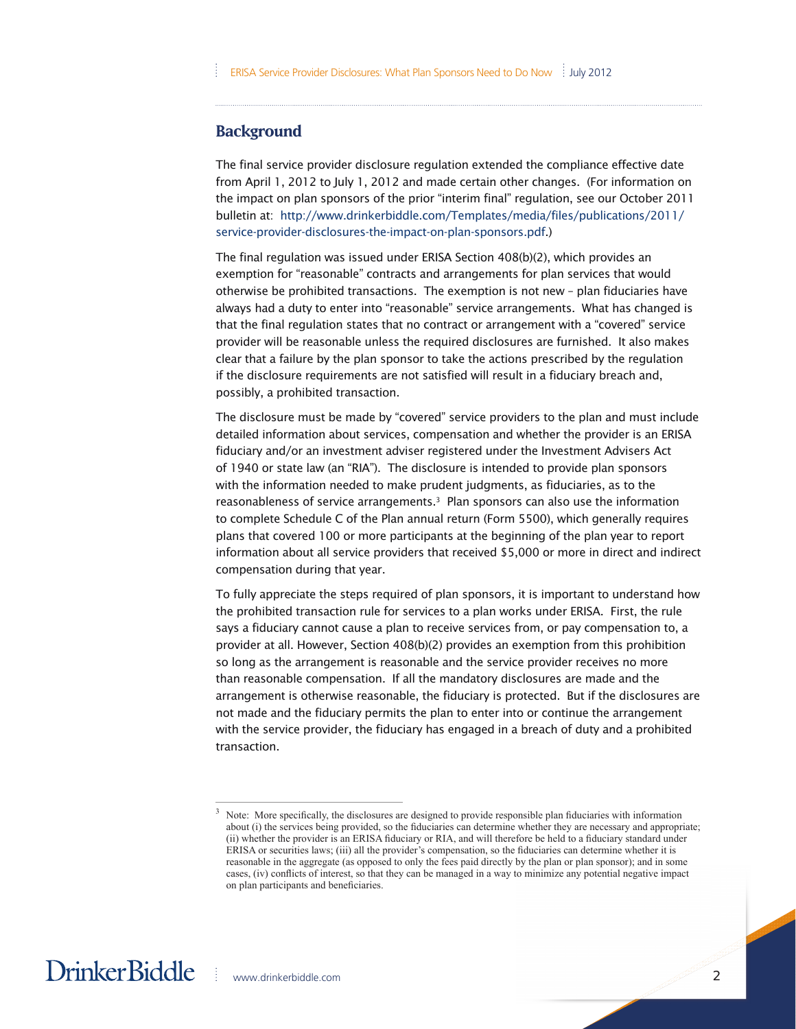## Background

The final service provider disclosure regulation extended the compliance effective date from April 1, 2012 to July 1, 2012 and made certain other changes. (For information on the impact on plan sponsors of the prior "interim final" regulation, see our October 2011 bulletin at: http://www.drinkerbiddle.com/Templates/media/files/publications/2011/service-provider-disclosures-the-impact-on-plan-sponsors.pdf.)

The final regulation was issued under ERISA Section 408(b)(2), which provides an exemption for "reasonable" contracts and arrangements for plan services that would otherwise be prohibited transactions. The exemption is not new – plan fiduciaries have always had a duty to enter into "reasonable" service arrangements. What has changed is that the final regulation states that no contract or arrangement with a "covered" service provider will be reasonable unless the required disclosures are furnished. It also makes clear that a failure by the plan sponsor to take the actions prescribed by the regulation if the disclosure requirements are not satisfied will result in a fiduciary breach and, possibly, a prohibited transaction.

The disclosure must be made by "covered" service providers to the plan and must include detailed information about services, compensation and whether the provider is an ERISA fiduciary and/or an investment adviser registered under the Investment Advisers Act of 1940 or state law (an "RIA"). The disclosure is intended to provide plan sponsors with the information needed to make prudent judgments, as fiduciaries, as to the reasonableness of service arrangements.[3] Plan sponsors can also use the information to complete Schedule C of the Plan annual return (Form 5500), which generally requires plans that covered 100 or more participants at the beginning of the plan year to report information about all service providers that received $5,000 or more in direct and indirect compensation during that year.

To fully appreciate the steps required of plan sponsors, it is important to understand how the prohibited transaction rule for services to a plan works under ERISA. First, the rule says a fiduciary cannot cause a plan to receive services from, or pay compensation to, a provider at all. However, Section 408(b)(2) provides an exemption from this prohibition so long as the arrangement is reasonable and the service provider receives no more than reasonable compensation. If all the mandatory disclosures are made and the arrangement is otherwise reasonable, the fiduciary is protected. But if the disclosures are not made and the fiduciary permits the plan to enter into or continue the arrangement with the service provider, the fiduciary has engaged in a breach of duty and a prohibited transaction.

---

[3] Note: More specifically, the disclosures are designed to provide responsible plan fiduciaries with information about (i) the services being provided, so the fiduciaries can determine whether they are necessary and appropriate; (ii) whether the provider is an ERISA fiduciary or RIA, and will therefore be held to a fiduciary standard under ERISA or securities laws; (iii) all the provider's compensation, so the fiduciaries can determine whether it is reasonable in the aggregate (as opposed to only the fees paid directly by the plan or plan sponsor); and in some cases, (iv) conflicts of interest, so that they can be managed in a way to minimize any potential negative impact on plan participants and beneficiaries.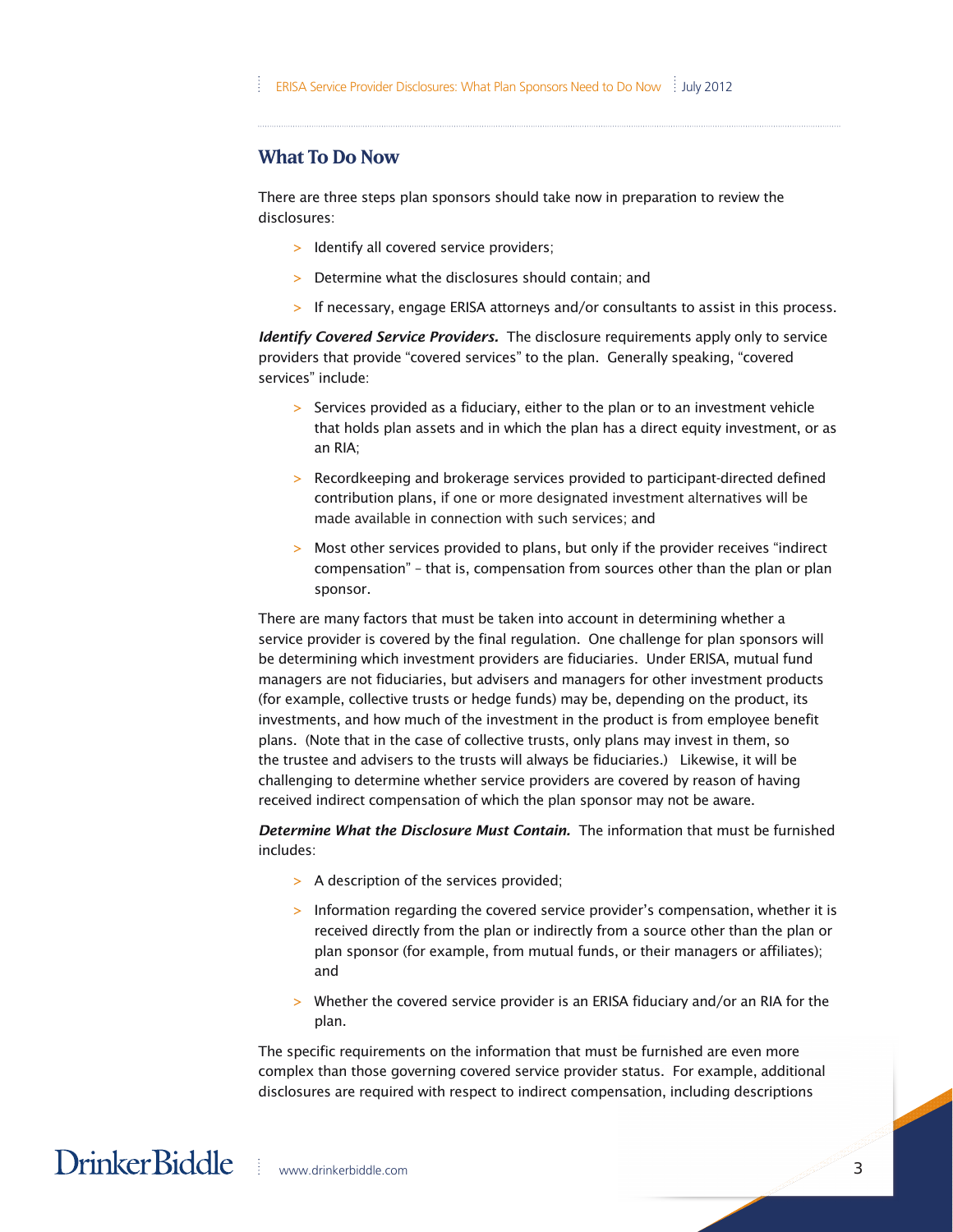## What To Do Now

There are three steps plan sponsors should take now in preparation to review the disclosures:

- Identify all covered service providers;
- Determine what the disclosures should contain; and
- If necessary, engage ERISA attorneys and/or consultants to assist in this process.

***Identify Covered Service Providers.*** The disclosure requirements apply only to service providers that provide "covered services" to the plan. Generally speaking, "covered services" include:

- Services provided as a fiduciary, either to the plan or to an investment vehicle that holds plan assets and in which the plan has a direct equity investment, or as an RIA;
- Recordkeeping and brokerage services provided to participant-directed defined contribution plans, if one or more designated investment alternatives will be made available in connection with such services; and
- Most other services provided to plans, but only if the provider receives "indirect compensation" – that is, compensation from sources other than the plan or plan sponsor.

There are many factors that must be taken into account in determining whether a service provider is covered by the final regulation. One challenge for plan sponsors will be determining which investment providers are fiduciaries. Under ERISA, mutual fund managers are not fiduciaries, but advisers and managers for other investment products (for example, collective trusts or hedge funds) may be, depending on the product, its investments, and how much of the investment in the product is from employee benefit plans. (Note that in the case of collective trusts, only plans may invest in them, so the trustee and advisers to the trusts will always be fiduciaries.) Likewise, it will be challenging to determine whether service providers are covered by reason of having received indirect compensation of which the plan sponsor may not be aware.

***Determine What the Disclosure Must Contain.*** The information that must be furnished includes:

- A description of the services provided;
- Information regarding the covered service provider's compensation, whether it is received directly from the plan or indirectly from a source other than the plan or plan sponsor (for example, from mutual funds, or their managers or affiliates); and
- Whether the covered service provider is an ERISA fiduciary and/or an RIA for the plan.

The specific requirements on the information that must be furnished are even more complex than those governing covered service provider status. For example, additional disclosures are required with respect to indirect compensation, including descriptions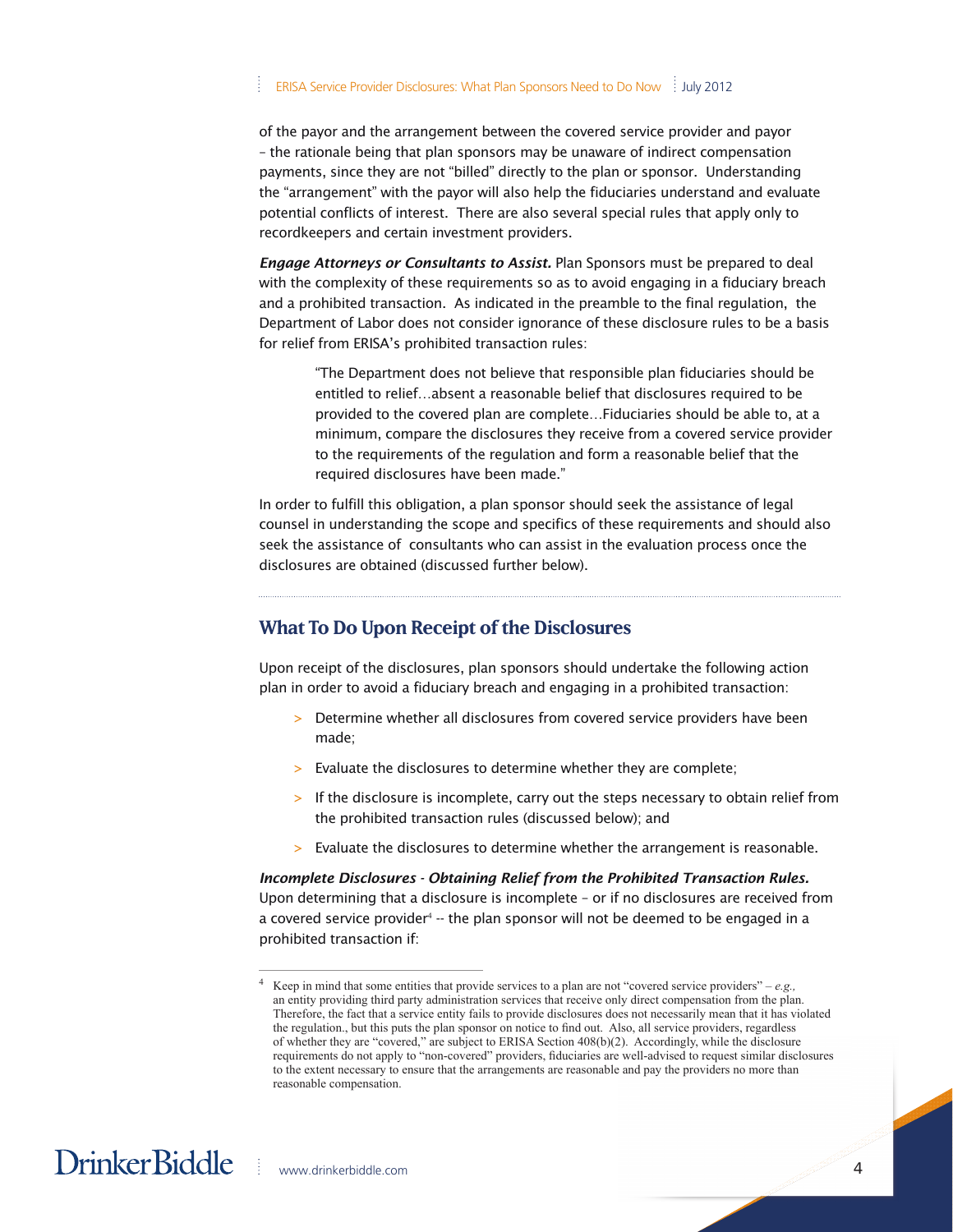of the payor and the arrangement between the covered service provider and payor – the rationale being that plan sponsors may be unaware of indirect compensation payments, since they are not "billed" directly to the plan or sponsor. Understanding the "arrangement" with the payor will also help the fiduciaries understand and evaluate potential conflicts of interest. There are also several special rules that apply only to recordkeepers and certain investment providers.

***Engage Attorneys or Consultants to Assist.*** Plan Sponsors must be prepared to deal with the complexity of these requirements so as to avoid engaging in a fiduciary breach and a prohibited transaction. As indicated in the preamble to the final regulation, the Department of Labor does not consider ignorance of these disclosure rules to be a basis for relief from ERISA's prohibited transaction rules:

> "The Department does not believe that responsible plan fiduciaries should be entitled to relief…absent a reasonable belief that disclosures required to be provided to the covered plan are complete…Fiduciaries should be able to, at a minimum, compare the disclosures they receive from a covered service provider to the requirements of the regulation and form a reasonable belief that the required disclosures have been made."

In order to fulfill this obligation, a plan sponsor should seek the assistance of legal counsel in understanding the scope and specifics of these requirements and should also seek the assistance of consultants who can assist in the evaluation process once the disclosures are obtained (discussed further below).

## What To Do Upon Receipt of the Disclosures

Upon receipt of the disclosures, plan sponsors should undertake the following action plan in order to avoid a fiduciary breach and engaging in a prohibited transaction:

- Determine whether all disclosures from covered service providers have been made;
- Evaluate the disclosures to determine whether they are complete;
- If the disclosure is incomplete, carry out the steps necessary to obtain relief from the prohibited transaction rules (discussed below); and
- Evaluate the disclosures to determine whether the arrangement is reasonable.

***Incomplete Disclosures - Obtaining Relief from the Prohibited Transaction Rules.*** Upon determining that a disclosure is incomplete – or if no disclosures are received from a covered service provider[4] -- the plan sponsor will not be deemed to be engaged in a prohibited transaction if:

---

[4] Keep in mind that some entities that provide services to a plan are not "covered service providers" – *e.g.*, an entity providing third party administration services that receive only direct compensation from the plan. Therefore, the fact that a service entity fails to provide disclosures does not necessarily mean that it has violated the regulation., but this puts the plan sponsor on notice to find out. Also, all service providers, regardless of whether they are "covered," are subject to ERISA Section 408(b)(2). Accordingly, while the disclosure requirements do not apply to "non-covered" providers, fiduciaries are well-advised to request similar disclosures to the extent necessary to ensure that the arrangements are reasonable and pay the providers no more than reasonable compensation.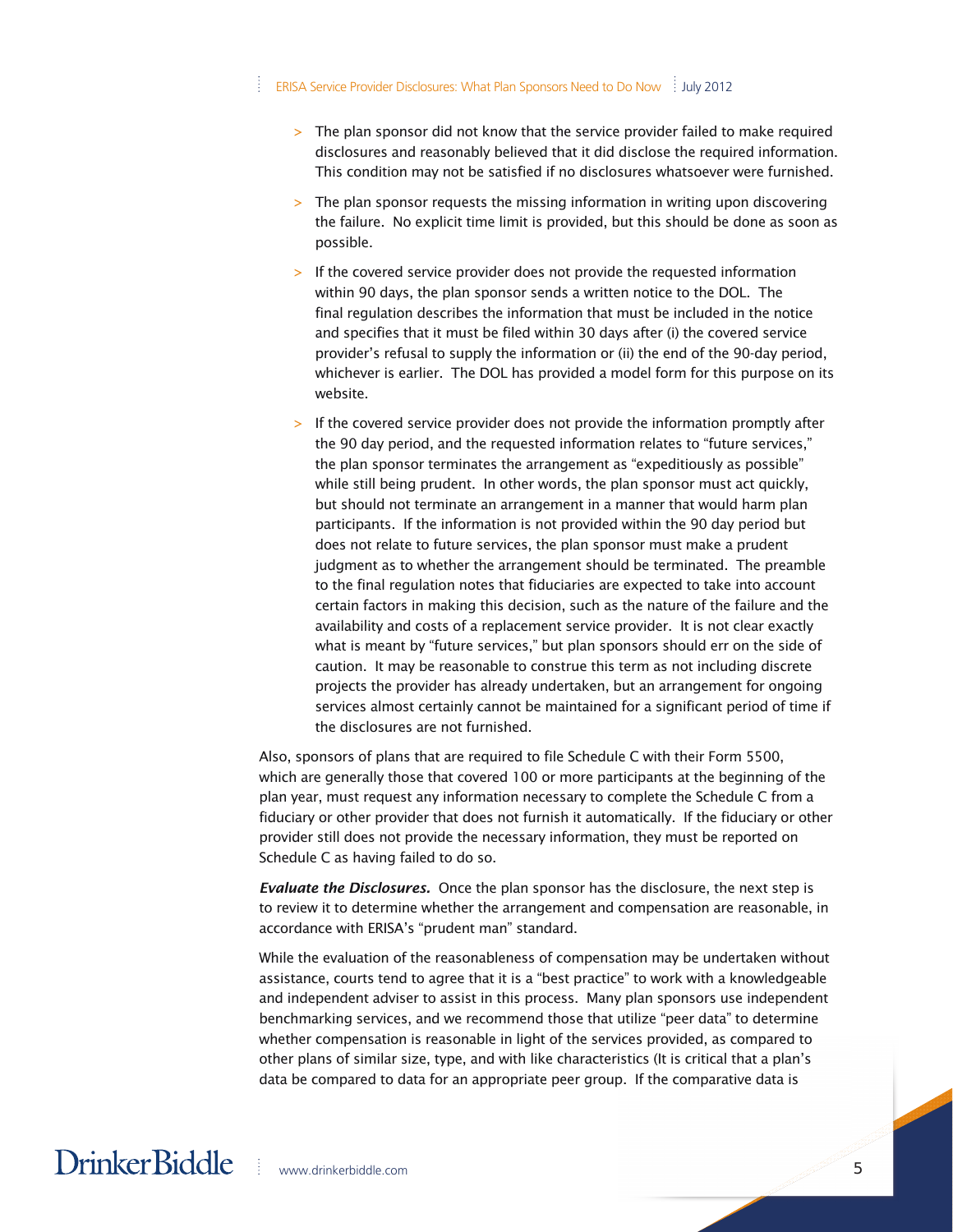- The plan sponsor did not know that the service provider failed to make required disclosures and reasonably believed that it did disclose the required information. This condition may not be satisfied if no disclosures whatsoever were furnished.

- The plan sponsor requests the missing information in writing upon discovering the failure. No explicit time limit is provided, but this should be done as soon as possible.

- If the covered service provider does not provide the requested information within 90 days, the plan sponsor sends a written notice to the DOL. The final regulation describes the information that must be included in the notice and specifies that it must be filed within 30 days after (i) the covered service provider's refusal to supply the information or (ii) the end of the 90-day period, whichever is earlier. The DOL has provided a model form for this purpose on its website.

- If the covered service provider does not provide the information promptly after the 90 day period, and the requested information relates to "future services," the plan sponsor terminates the arrangement as "expeditiously as possible" while still being prudent. In other words, the plan sponsor must act quickly, but should not terminate an arrangement in a manner that would harm plan participants. If the information is not provided within the 90 day period but does not relate to future services, the plan sponsor must make a prudent judgment as to whether the arrangement should be terminated. The preamble to the final regulation notes that fiduciaries are expected to take into account certain factors in making this decision, such as the nature of the failure and the availability and costs of a replacement service provider. It is not clear exactly what is meant by "future services," but plan sponsors should err on the side of caution. It may be reasonable to construe this term as not including discrete projects the provider has already undertaken, but an arrangement for ongoing services almost certainly cannot be maintained for a significant period of time if the disclosures are not furnished.

Also, sponsors of plans that are required to file Schedule C with their Form 5500, which are generally those that covered 100 or more participants at the beginning of the plan year, must request any information necessary to complete the Schedule C from a fiduciary or other provider that does not furnish it automatically. If the fiduciary or other provider still does not provide the necessary information, they must be reported on Schedule C as having failed to do so.

***Evaluate the Disclosures.*** Once the plan sponsor has the disclosure, the next step is to review it to determine whether the arrangement and compensation are reasonable, in accordance with ERISA's "prudent man" standard.

While the evaluation of the reasonableness of compensation may be undertaken without assistance, courts tend to agree that it is a "best practice" to work with a knowledgeable and independent adviser to assist in this process. Many plan sponsors use independent benchmarking services, and we recommend those that utilize "peer data" to determine whether compensation is reasonable in light of the services provided, as compared to other plans of similar size, type, and with like characteristics (It is critical that a plan's data be compared to data for an appropriate peer group. If the comparative data is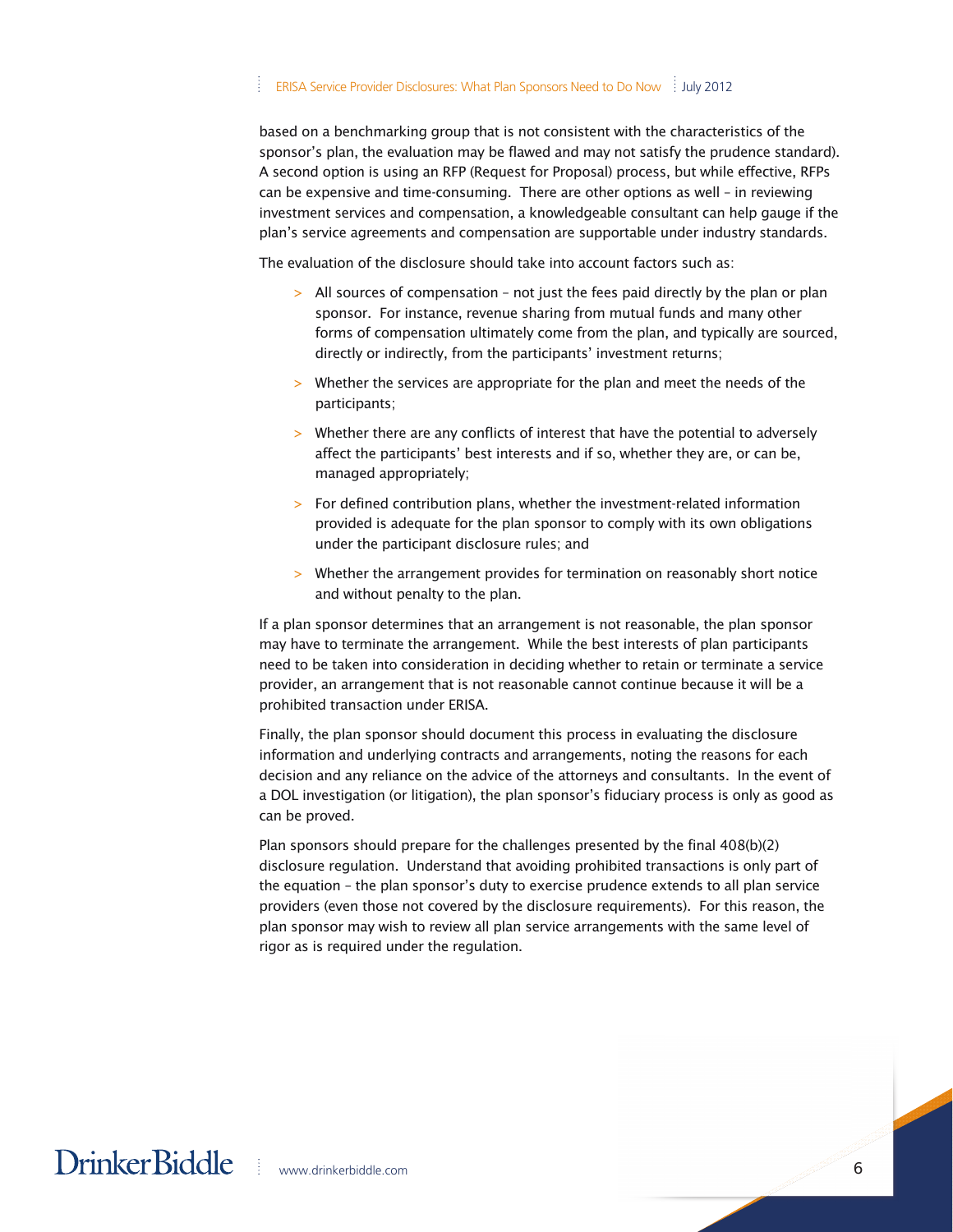based on a benchmarking group that is not consistent with the characteristics of the sponsor's plan, the evaluation may be flawed and may not satisfy the prudence standard). A second option is using an RFP (Request for Proposal) process, but while effective, RFPs can be expensive and time-consuming. There are other options as well – in reviewing investment services and compensation, a knowledgeable consultant can help gauge if the plan's service agreements and compensation are supportable under industry standards.

The evaluation of the disclosure should take into account factors such as:

- All sources of compensation – not just the fees paid directly by the plan or plan sponsor. For instance, revenue sharing from mutual funds and many other forms of compensation ultimately come from the plan, and typically are sourced, directly or indirectly, from the participants' investment returns;
- Whether the services are appropriate for the plan and meet the needs of the participants;
- Whether there are any conflicts of interest that have the potential to adversely affect the participants' best interests and if so, whether they are, or can be, managed appropriately;
- For defined contribution plans, whether the investment-related information provided is adequate for the plan sponsor to comply with its own obligations under the participant disclosure rules; and
- Whether the arrangement provides for termination on reasonably short notice and without penalty to the plan.

If a plan sponsor determines that an arrangement is not reasonable, the plan sponsor may have to terminate the arrangement. While the best interests of plan participants need to be taken into consideration in deciding whether to retain or terminate a service provider, an arrangement that is not reasonable cannot continue because it will be a prohibited transaction under ERISA.

Finally, the plan sponsor should document this process in evaluating the disclosure information and underlying contracts and arrangements, noting the reasons for each decision and any reliance on the advice of the attorneys and consultants. In the event of a DOL investigation (or litigation), the plan sponsor's fiduciary process is only as good as can be proved.

Plan sponsors should prepare for the challenges presented by the final 408(b)(2) disclosure regulation. Understand that avoiding prohibited transactions is only part of the equation – the plan sponsor's duty to exercise prudence extends to all plan service providers (even those not covered by the disclosure requirements). For this reason, the plan sponsor may wish to review all plan service arrangements with the same level of rigor as is required under the regulation.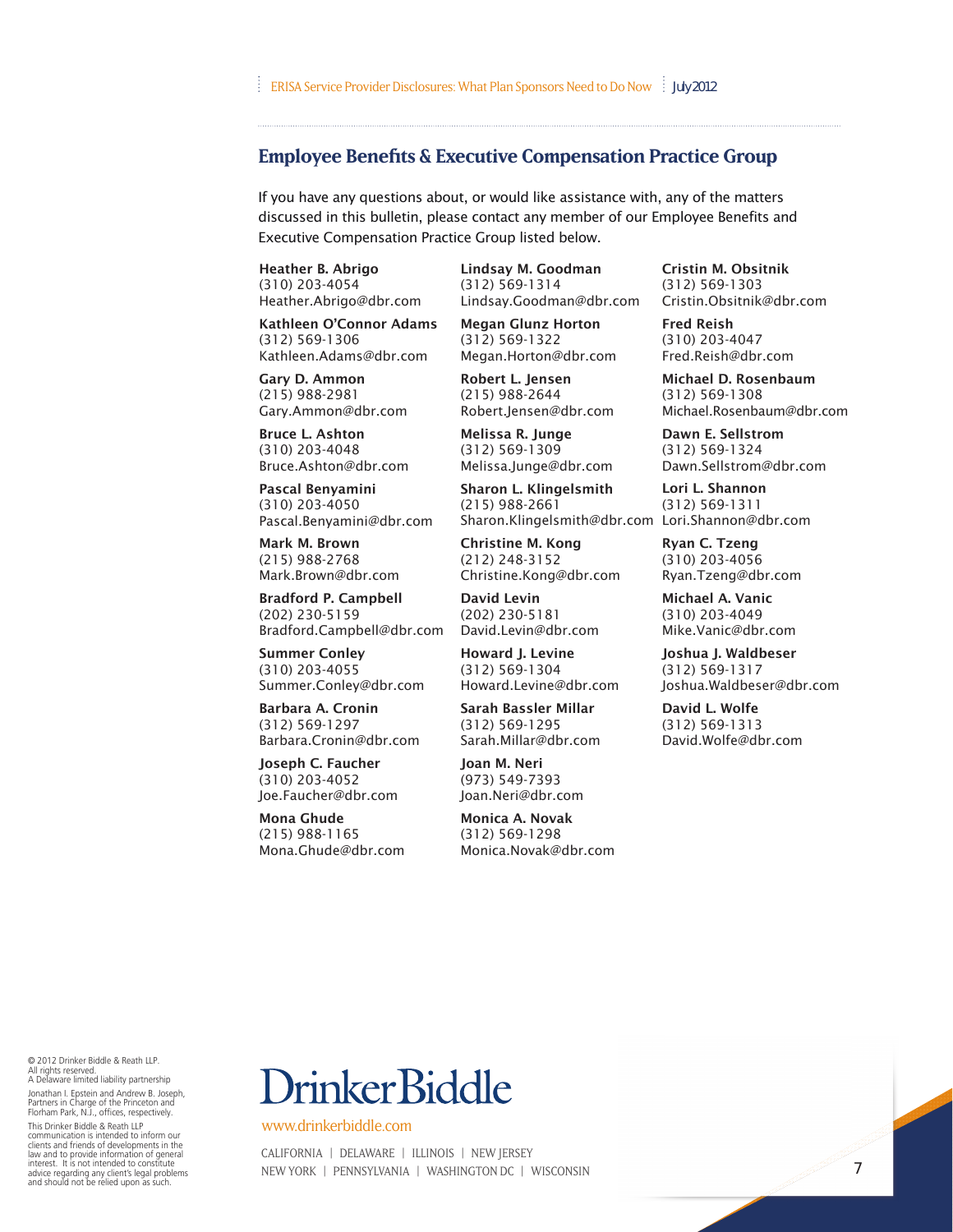## Employee Benefits & Executive Compensation Practice Group

If you have any questions about, or would like assistance with, any of the matters discussed in this bulletin, please contact any member of our Employee Benefits and Executive Compensation Practice Group listed below.

**Heather B. Abrigo**
(310) 203-4054
Heather.Abrigo@dbr.com

**Kathleen O'Connor Adams**
(312) 569-1306
Kathleen.Adams@dbr.com

**Gary D. Ammon**
(215) 988-2981
Gary.Ammon@dbr.com

**Bruce L. Ashton**
(310) 203-4048
Bruce.Ashton@dbr.com

**Pascal Benyamini**
(310) 203-4050
Pascal.Benyamini@dbr.com

**Mark M. Brown**
(215) 988-2768
Mark.Brown@dbr.com

**Bradford P. Campbell**
(202) 230-5159
Bradford.Campbell@dbr.com

**Summer Conley**
(310) 203-4055
Summer.Conley@dbr.com

**Barbara A. Cronin**
(312) 569-1297
Barbara.Cronin@dbr.com

**Joseph C. Faucher**
(310) 203-4052
Joe.Faucher@dbr.com

**Mona Ghude**
(215) 988-1165
Mona.Ghude@dbr.com

**Lindsay M. Goodman**
(312) 569-1314
Lindsay.Goodman@dbr.com

**Megan Glunz Horton**
(312) 569-1322
Megan.Horton@dbr.com

**Robert L. Jensen**
(215) 988-2644
Robert.Jensen@dbr.com

**Melissa R. Junge**
(312) 569-1309
Melissa.Junge@dbr.com

**Sharon L. Klingelsmith**
(215) 988-2661
Sharon.Klingelsmith@dbr.com

**Christine M. Kong**
(212) 248-3152
Christine.Kong@dbr.com

**David Levin**
(202) 230-5181
David.Levin@dbr.com

**Howard J. Levine**
(312) 569-1304
Howard.Levine@dbr.com

**Sarah Bassler Millar**
(312) 569-1295
Sarah.Millar@dbr.com

**Joan M. Neri**
(973) 549-7393
Joan.Neri@dbr.com

**Monica A. Novak**
(312) 569-1298
Monica.Novak@dbr.com

**Cristin M. Obsitnik**
(312) 569-1303
Cristin.Obsitnik@dbr.com

**Fred Reish**
(310) 203-4047
Fred.Reish@dbr.com

**Michael D. Rosenbaum**
(312) 569-1308
Michael.Rosenbaum@dbr.com

**Dawn E. Sellstrom**
(312) 569-1324
Dawn.Sellstrom@dbr.com

**Lori L. Shannon**
(312) 569-1311
Lori.Shannon@dbr.com

**Ryan C. Tzeng**
(310) 203-4056
Ryan.Tzeng@dbr.com

**Michael A. Vanic**
(310) 203-4049
Mike.Vanic@dbr.com

**Joshua J. Waldbeser**
(312) 569-1317
Joshua.Waldbeser@dbr.com

**David L. Wolfe**
(312) 569-1313
David.Wolfe@dbr.com

© 2012 Drinker Biddle & Reath LLP.
All rights reserved.
A Delaware limited liability partnership

Jonathan I. Epstein and Andrew B. Joseph, Partners in Charge of the Princeton and Florham Park, N.J., offices, respectively.

This Drinker Biddle & Reath LLP communication is intended to inform our clients and friends of developments in the law and to provide information of general interest. It is not intended to constitute advice regarding any client's legal problems and should not be relied upon as such.

DrinkerBiddle

www.drinkerbiddle.com

CALIFORNIA | DELAWARE | ILLINOIS | NEW JERSEY
NEW YORK | PENNSYLVANIA | WASHINGTON DC | WISCONSIN